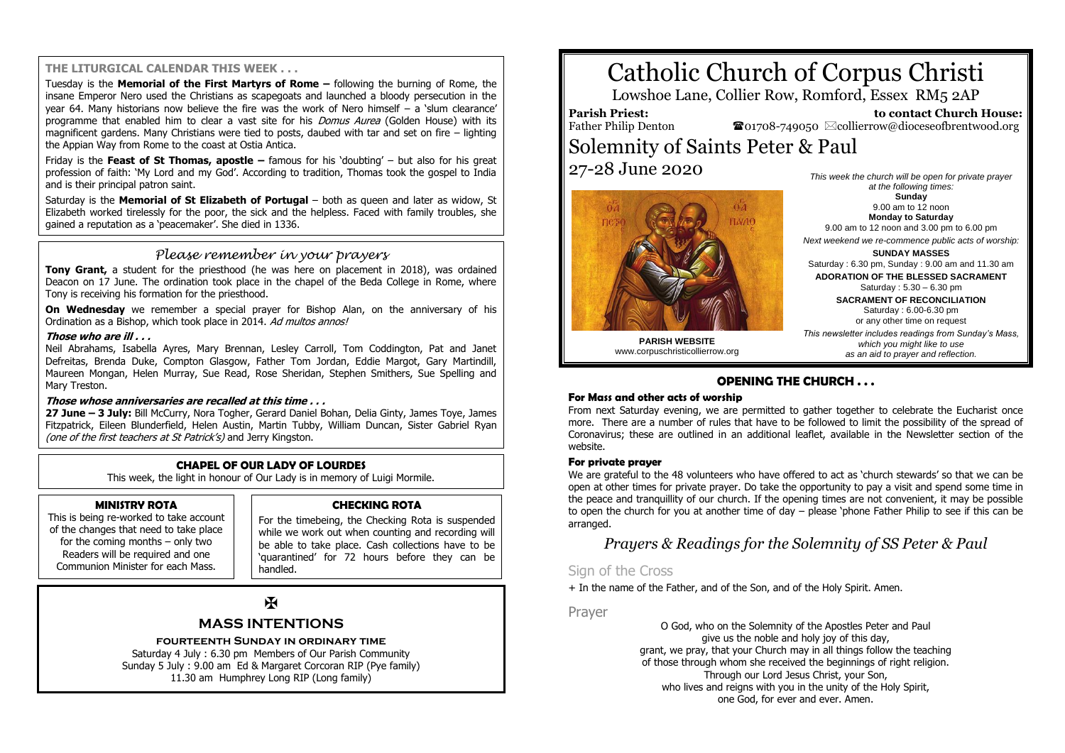# Catholic Church of Corpus Christi

Lowshoe Lane, Collier Row, Romford, Essex RM5 2AP

**Parish Priest:** Father Philip Denton

**to contact Church House:** ☎01708-749050 ✉collierrow@dioceseofbrentwood.org

## Solemnity of Saints Peter & Paul

27-28 June 2020

**PARISH WEBSITE**
www.corpuschristicollierrow.org

*This week the church will be open for private prayer at the following times:*

**Sunday**
9.00 am to 12 noon

**Monday to Saturday**
9.00 am to 12 noon and 3.00 pm to 6.00 pm

*Next weekend we re-commence public acts of worship:*

**SUNDAY MASSES**
Saturday : 6.30 pm, Sunday : 9.00 am and 11.30 am

**ADORATION OF THE BLESSED SACRAMENT**
Saturday : 5.30 – 6.30 pm

**SACRAMENT OF RECONCILIATION**
Saturday : 6.00-6.30 pm
or any other time on request

*This newsletter includes readings from Sunday's Mass, which you might like to use as an aid to prayer and reflection.*

### THE LITURGICAL CALENDAR THIS WEEK . . .

Tuesday is the **Memorial of the First Martyrs of Rome –** following the burning of Rome, the insane Emperor Nero used the Christians as scapegoats and launched a bloody persecution in the year 64. Many historians now believe the fire was the work of Nero himself – a 'slum clearance' programme that enabled him to clear a vast site for his *Domus Aurea* (Golden House) with its magnificent gardens. Many Christians were tied to posts, daubed with tar and set on fire – lighting the Appian Way from Rome to the coast at Ostia Antica.

Friday is the **Feast of St Thomas, apostle –** famous for his 'doubting' – but also for his great profession of faith: 'My Lord and my God'. According to tradition, Thomas took the gospel to India and is their principal patron saint.

Saturday is the **Memorial of St Elizabeth of Portugal** – both as queen and later as widow, St Elizabeth worked tirelessly for the poor, the sick and the helpless. Faced with family troubles, she gained a reputation as a 'peacemaker'. She died in 1336.

### *Please remember in your prayers*

**Tony Grant,** a student for the priesthood (he was here on placement in 2018), was ordained Deacon on 17 June. The ordination took place in the chapel of the Beda College in Rome, where Tony is receiving his formation for the priesthood.

**On Wednesday** we remember a special prayer for Bishop Alan, on the anniversary of his Ordination as a Bishop, which took place in 2014. *Ad multos annos!*

***Those who are ill . . .***

Neil Abrahams, Isabella Ayres, Mary Brennan, Lesley Carroll, Tom Coddington, Pat and Janet Defreitas, Brenda Duke, Compton Glasgow, Father Tom Jordan, Eddie Margot, Gary Martindill, Maureen Mongan, Helen Murray, Sue Read, Rose Sheridan, Stephen Smithers, Sue Spelling and Mary Treston.

***Those whose anniversaries are recalled at this time . . .***

**27 June – 3 July:** Bill McCurry, Nora Togher, Gerard Daniel Bohan, Delia Ginty, James Toye, James Fitzpatrick, Eileen Blunderfield, Helen Austin, Martin Tubby, William Duncan, Sister Gabriel Ryan *(one of the first teachers at St Patrick's)* and Jerry Kingston.

### CHAPEL OF OUR LADY OF LOURDES

This week, the light in honour of Our Lady is in memory of Luigi Mormile.

### MINISTRY ROTA

This is being re-worked to take account of the changes that need to take place for the coming months – only two Readers will be required and one Communion Minister for each Mass.

### CHECKING ROTA

For the timebeing, the Checking Rota is suspended while we work out when counting and recording will be able to take place. Cash collections have to be 'quarantined' for 72 hours before they can be handled.

✠

### MASS INTENTIONS

**FOURTEENTH SUNDAY IN ORDINARY TIME**

Saturday 4 July : 6.30 pm Members of Our Parish Community
Sunday 5 July : 9.00 am Ed & Margaret Corcoran RIP (Pye family)
11.30 am Humphrey Long RIP (Long family)

### OPENING THE CHURCH . . .

**For Mass and other acts of worship**

From next Saturday evening, we are permitted to gather together to celebrate the Eucharist once more. There are a number of rules that have to be followed to limit the possibility of the spread of Coronavirus; these are outlined in an additional leaflet, available in the Newsletter section of the website.

**For private prayer**

We are grateful to the 48 volunteers who have offered to act as 'church stewards' so that we can be open at other times for private prayer. Do take the opportunity to pay a visit and spend some time in the peace and tranquillity of our church. If the opening times are not convenient, it may be possible to open the church for you at another time of day – please 'phone Father Philip to see if this can be arranged.

## *Prayers & Readings for the Solemnity of SS Peter & Paul*

### Sign of the Cross

+ In the name of the Father, and of the Son, and of the Holy Spirit. Amen.

### Prayer

O God, who on the Solemnity of the Apostles Peter and Paul
give us the noble and holy joy of this day,
grant, we pray, that your Church may in all things follow the teaching
of those through whom she received the beginnings of right religion.
Through our Lord Jesus Christ, your Son,
who lives and reigns with you in the unity of the Holy Spirit,
one God, for ever and ever. Amen.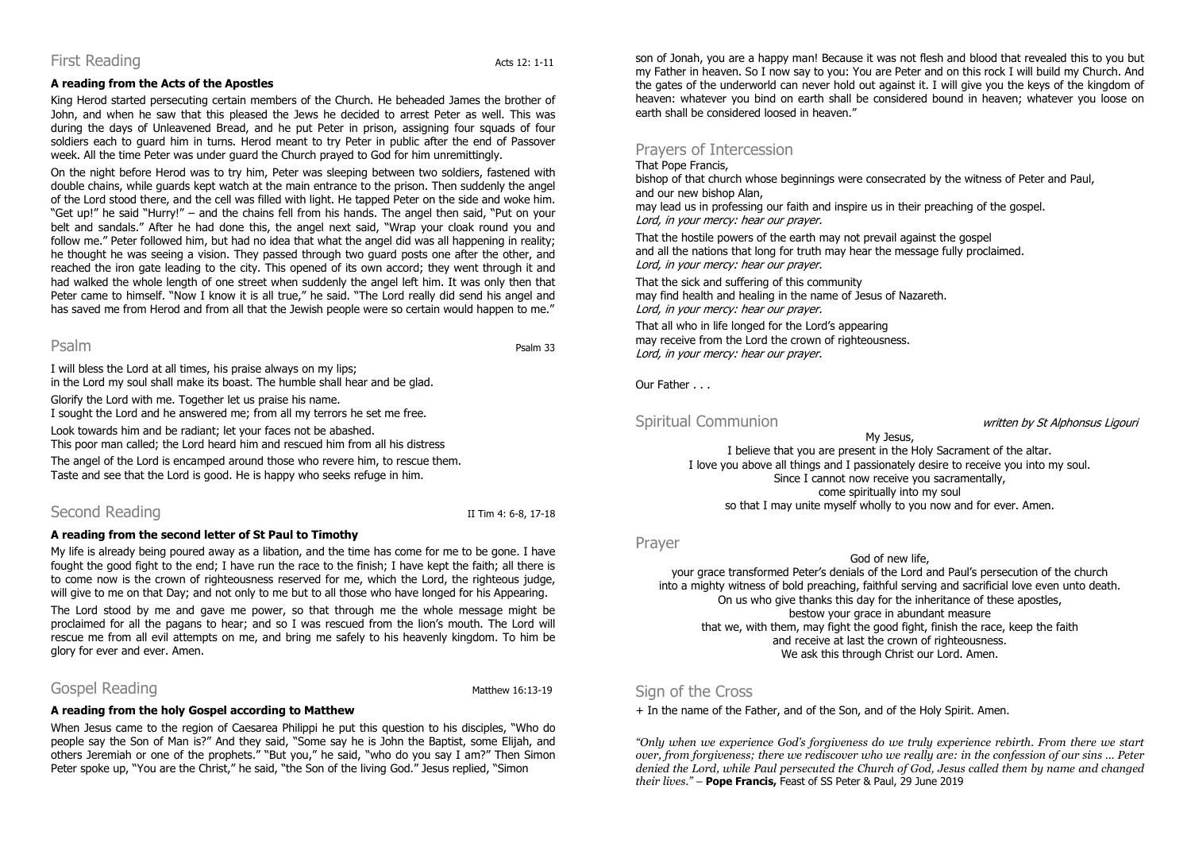## First Reading

Acts 12: 1-11

**A reading from the Acts of the Apostles**

King Herod started persecuting certain members of the Church. He beheaded James the brother of John, and when he saw that this pleased the Jews he decided to arrest Peter as well. This was during the days of Unleavened Bread, and he put Peter in prison, assigning four squads of four soldiers each to guard him in turns. Herod meant to try Peter in public after the end of Passover week. All the time Peter was under guard the Church prayed to God for him unremittingly.

On the night before Herod was to try him, Peter was sleeping between two soldiers, fastened with double chains, while guards kept watch at the main entrance to the prison. Then suddenly the angel of the Lord stood there, and the cell was filled with light. He tapped Peter on the side and woke him. "Get up!" he said "Hurry!" – and the chains fell from his hands. The angel then said, "Put on your belt and sandals." After he had done this, the angel next said, "Wrap your cloak round you and follow me." Peter followed him, but had no idea that what the angel did was all happening in reality; he thought he was seeing a vision. They passed through two guard posts one after the other, and reached the iron gate leading to the city. This opened of its own accord; they went through it and had walked the whole length of one street when suddenly the angel left him. It was only then that Peter came to himself. "Now I know it is all true," he said. "The Lord really did send his angel and has saved me from Herod and from all that the Jewish people were so certain would happen to me."

## Psalm

Psalm 33

I will bless the Lord at all times, his praise always on my lips;
in the Lord my soul shall make its boast. The humble shall hear and be glad.

Glorify the Lord with me. Together let us praise his name.
I sought the Lord and he answered me; from all my terrors he set me free.

Look towards him and be radiant; let your faces not be abashed.
This poor man called; the Lord heard him and rescued him from all his distress

The angel of the Lord is encamped around those who revere him, to rescue them.
Taste and see that the Lord is good. He is happy who seeks refuge in him.

## Second Reading

II Tim 4: 6-8, 17-18

**A reading from the second letter of St Paul to Timothy**

My life is already being poured away as a libation, and the time has come for me to be gone. I have fought the good fight to the end; I have run the race to the finish; I have kept the faith; all there is to come now is the crown of righteousness reserved for me, which the Lord, the righteous judge, will give to me on that Day; and not only to me but to all those who have longed for his Appearing.

The Lord stood by me and gave me power, so that through me the whole message might be proclaimed for all the pagans to hear; and so I was rescued from the lion's mouth. The Lord will rescue me from all evil attempts on me, and bring me safely to his heavenly kingdom. To him be glory for ever and ever. Amen.

## Gospel Reading

Matthew 16:13-19

**A reading from the holy Gospel according to Matthew**

When Jesus came to the region of Caesarea Philippi he put this question to his disciples, "Who do people say the Son of Man is?" And they said, "Some say he is John the Baptist, some Elijah, and others Jeremiah or one of the prophets." "But you," he said, "who do you say I am?" Then Simon Peter spoke up, "You are the Christ," he said, "the Son of the living God." Jesus replied, "Simon son of Jonah, you are a happy man! Because it was not flesh and blood that revealed this to you but my Father in heaven. So I now say to you: You are Peter and on this rock I will build my Church. And the gates of the underworld can never hold out against it. I will give you the keys of the kingdom of heaven: whatever you bind on earth shall be considered bound in heaven; whatever you loose on earth shall be considered loosed in heaven."

## Prayers of Intercession

That Pope Francis,
bishop of that church whose beginnings were consecrated by the witness of Peter and Paul,
and our new bishop Alan,
may lead us in professing our faith and inspire us in their preaching of the gospel.
*Lord, in your mercy: hear our prayer.*

That the hostile powers of the earth may not prevail against the gospel
and all the nations that long for truth may hear the message fully proclaimed.
*Lord, in your mercy: hear our prayer.*

That the sick and suffering of this community
may find health and healing in the name of Jesus of Nazareth.
*Lord, in your mercy: hear our prayer.*

That all who in life longed for the Lord's appearing
may receive from the Lord the crown of righteousness.
*Lord, in your mercy: hear our prayer.*

Our Father . . .

## Spiritual Communion

*written by St Alphonsus Ligouri*

My Jesus,
I believe that you are present in the Holy Sacrament of the altar.
I love you above all things and I passionately desire to receive you into my soul.
Since I cannot now receive you sacramentally,
come spiritually into my soul
so that I may unite myself wholly to you now and for ever. Amen.

## Prayer

God of new life,
your grace transformed Peter's denials of the Lord and Paul's persecution of the church
into a mighty witness of bold preaching, faithful serving and sacrificial love even unto death.
On us who give thanks this day for the inheritance of these apostles,
bestow your grace in abundant measure
that we, with them, may fight the good fight, finish the race, keep the faith
and receive at last the crown of righteousness.
We ask this through Christ our Lord. Amen.

## Sign of the Cross

+ In the name of the Father, and of the Son, and of the Holy Spirit. Amen.

*"Only when we experience God's forgiveness do we truly experience rebirth. From there we start over, from forgiveness; there we rediscover who we really are: in the confession of our sins … Peter denied the Lord, while Paul persecuted the Church of God, Jesus called them by name and changed their lives."* – **Pope Francis,** Feast of SS Peter & Paul, 29 June 2019